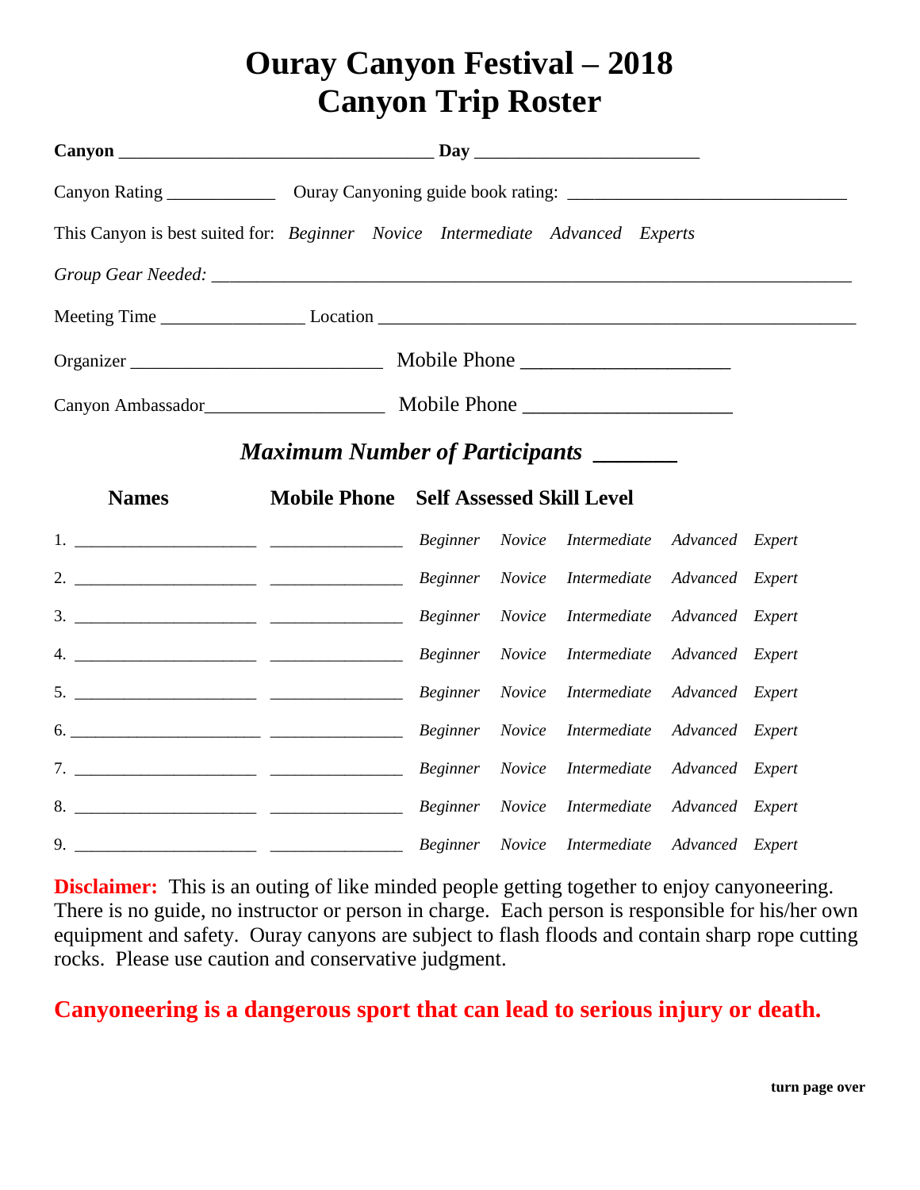# Ouray Canyon Festival – 2018
# Canyon Trip Roster

**Canyon** ___________________________________ **Day** _________________________

Canyon Rating ____________ Ouray Canyoning guide book rating: ______________________________

This Canyon is best suited for: *Beginner* *Novice* *Intermediate* *Advanced* *Experts*

*Group Gear Needed:* _______________________________________________________________________

Meeting Time _______________ Location ___________________________________________________

Organizer ___________________________ Mobile Phone ______________________

Canyon Ambassador___________________ Mobile Phone ______________________

### *Maximum Number of Participants* _______

| Names | Mobile Phone | Self Assessed Skill Level |
|---|---|---|
| 1. ____________________ | _______________ | *Beginner Novice Intermediate Advanced Expert* |
| 2. ____________________ | _______________ | *Beginner Novice Intermediate Advanced Expert* |
| 3. ____________________ | _______________ | *Beginner Novice Intermediate Advanced Expert* |
| 4. ____________________ | _______________ | *Beginner Novice Intermediate Advanced Expert* |
| 5. ____________________ | _______________ | *Beginner Novice Intermediate Advanced Expert* |
| 6. ____________________ | _______________ | *Beginner Novice Intermediate Advanced Expert* |
| 7. ____________________ | _______________ | *Beginner Novice Intermediate Advanced Expert* |
| 8. ____________________ | _______________ | *Beginner Novice Intermediate Advanced Expert* |
| 9. ____________________ | _______________ | *Beginner Novice Intermediate Advanced Expert* |

**Disclaimer:** This is an outing of like minded people getting together to enjoy canyoneering. There is no guide, no instructor or person in charge. Each person is responsible for his/her own equipment and safety. Ouray canyons are subject to flash floods and contain sharp rope cutting rocks. Please use caution and conservative judgment.

**Canyoneering is a dangerous sport that can lead to serious injury or death.**

**turn page over**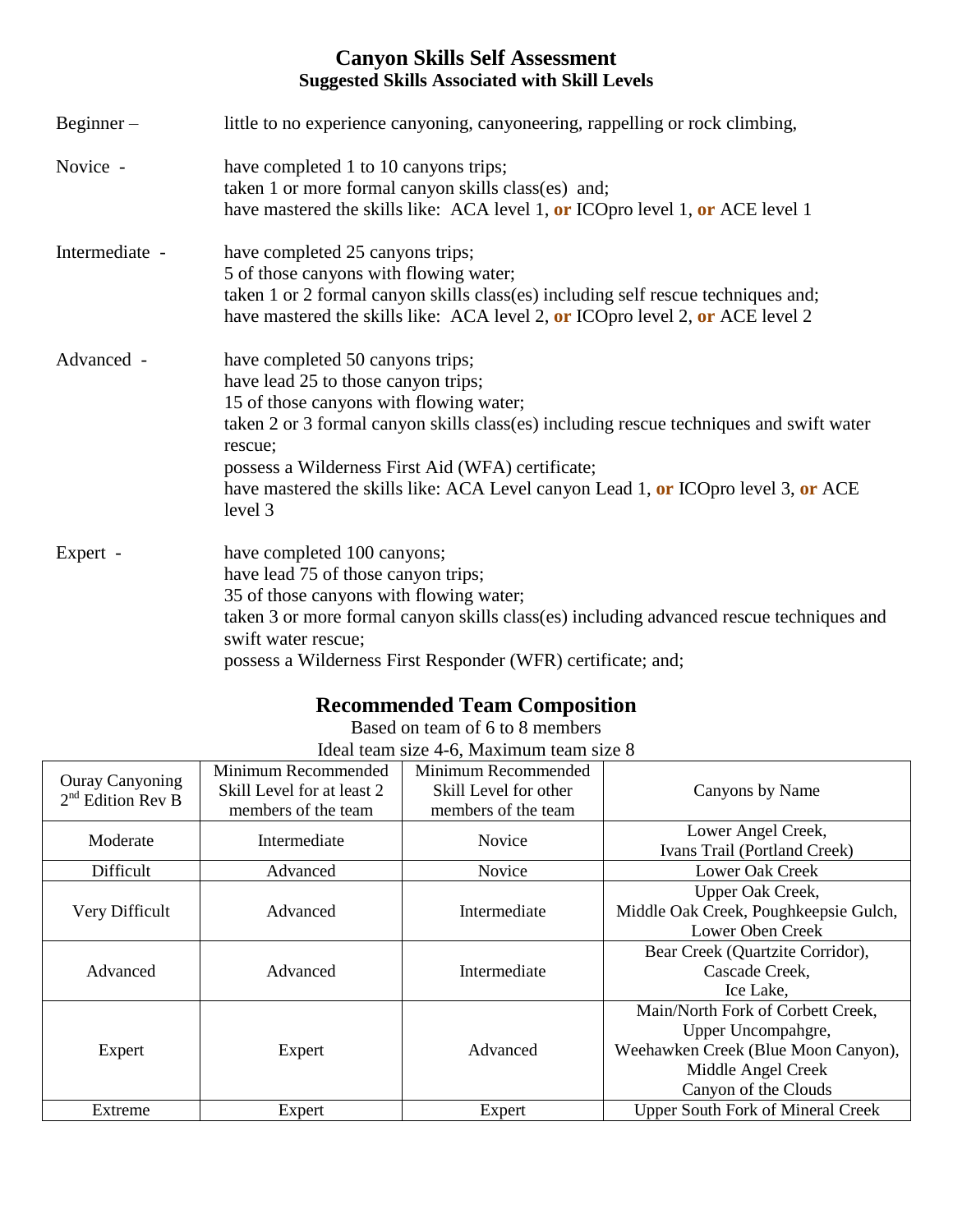# Canyon Skills Self Assessment

## Suggested Skills Associated with Skill Levels

Beginner – little to no experience canyoning, canyoneering, rappelling or rock climbing,

Novice - have completed 1 to 10 canyons trips;
taken 1 or more formal canyon skills class(es) and;
have mastered the skills like: ACA level 1, **or** ICOpro level 1, **or** ACE level 1

Intermediate - have completed 25 canyons trips;
5 of those canyons with flowing water;
taken 1 or 2 formal canyon skills class(es) including self rescue techniques and;
have mastered the skills like: ACA level 2, **or** ICOpro level 2, **or** ACE level 2

Advanced - have completed 50 canyons trips;
have lead 25 to those canyon trips;
15 of those canyons with flowing water;
taken 2 or 3 formal canyon skills class(es) including rescue techniques and swift water rescue;
possess a Wilderness First Aid (WFA) certificate;
have mastered the skills like: ACA Level canyon Lead 1, **or** ICOpro level 3, **or** ACE level 3

Expert - have completed 100 canyons;
have lead 75 of those canyon trips;
35 of those canyons with flowing water;
taken 3 or more formal canyon skills class(es) including advanced rescue techniques and swift water rescue;
possess a Wilderness First Responder (WFR) certificate; and;

## Recommended Team Composition

Based on team of 6 to 8 members

Ideal team size 4-6, Maximum team size 8

| Ouray Canyoning 2nd Edition Rev B | Minimum Recommended Skill Level for at least 2 members of the team | Minimum Recommended Skill Level for other members of the team | Canyons by Name |
|---|---|---|---|
| Moderate | Intermediate | Novice | Lower Angel Creek, Ivans Trail (Portland Creek) |
| Difficult | Advanced | Novice | Lower Oak Creek |
| Very Difficult | Advanced | Intermediate | Upper Oak Creek, Middle Oak Creek, Poughkeepsie Gulch, Lower Oben Creek |
| Advanced | Advanced | Intermediate | Bear Creek (Quartzite Corridor), Cascade Creek, Ice Lake, |
| Expert | Expert | Advanced | Main/North Fork of Corbett Creek, Upper Uncompahgre, Weehawken Creek (Blue Moon Canyon), Middle Angel Creek Canyon of the Clouds |
| Extreme | Expert | Expert | Upper South Fork of Mineral Creek |